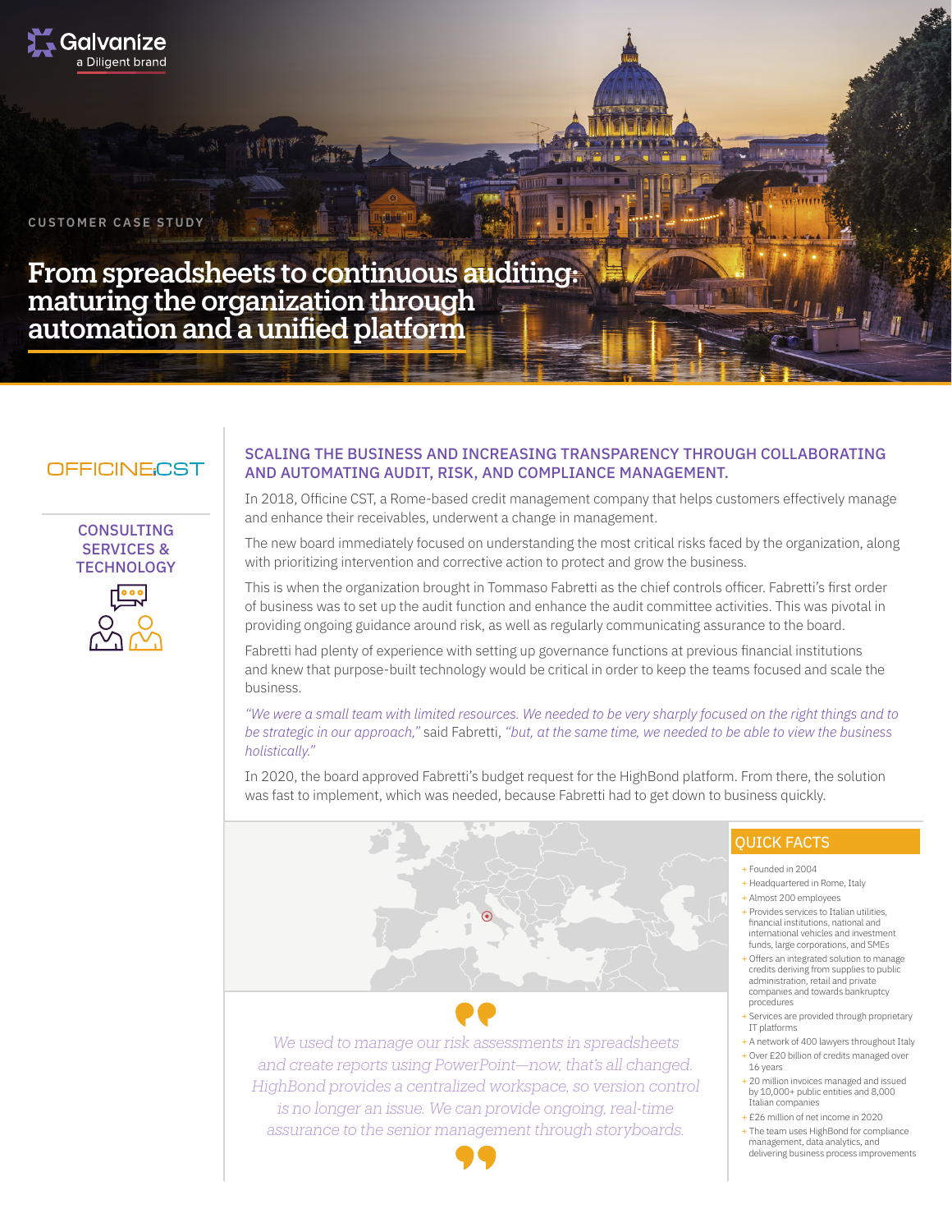Galvanize
a Diligent brand

CUSTOMER CASE STUDY

# From spreadsheets to continuous auditing: maturing the organization through automation and a unified platform

OFFICINE CST

CONSULTING SERVICES & TECHNOLOGY

## SCALING THE BUSINESS AND INCREASING TRANSPARENCY THROUGH COLLABORATING AND AUTOMATING AUDIT, RISK, AND COMPLIANCE MANAGEMENT.

In 2018, Officine CST, a Rome-based credit management company that helps customers effectively manage and enhance their receivables, underwent a change in management.

The new board immediately focused on understanding the most critical risks faced by the organization, along with prioritizing intervention and corrective action to protect and grow the business.

This is when the organization brought in Tommaso Fabretti as the chief controls officer. Fabretti's first order of business was to set up the audit function and enhance the audit committee activities. This was pivotal in providing ongoing guidance around risk, as well as regularly communicating assurance to the board.

Fabretti had plenty of experience with setting up governance functions at previous financial institutions and knew that purpose-built technology would be critical in order to keep the teams focused and scale the business.

*"We were a small team with limited resources. We needed to be very sharply focused on the right things and to be strategic in our approach,"* said Fabretti, *"but, at the same time, we needed to be able to view the business holistically."*

In 2020, the board approved Fabretti's budget request for the HighBond platform. From there, the solution was fast to implement, which was needed, because Fabretti had to get down to business quickly.

> *We used to manage our risk assessments in spreadsheets and create reports using PowerPoint—now, that's all changed. HighBond provides a centralized workspace, so version control is no longer an issue. We can provide ongoing, real-time assurance to the senior management through storyboards.*

### QUICK FACTS

- Founded in 2004
- Headquartered in Rome, Italy
- Almost 200 employees
- Provides services to Italian utilities, financial institutions, national and international vehicles and investment funds, large corporations, and SMEs
- Offers an integrated solution to manage credits deriving from supplies to public administration, retail and private companies and towards bankruptcy procedures
- Services are provided through proprietary IT platforms
- A network of 400 lawyers throughout Italy
- Over £20 billion of credits managed over 16 years
- 20 million invoices managed and issued by 10,000+ public entities and 8,000 Italian companies
- £26 million of net income in 2020
- The team uses HighBond for compliance management, data analytics, and delivering business process improvements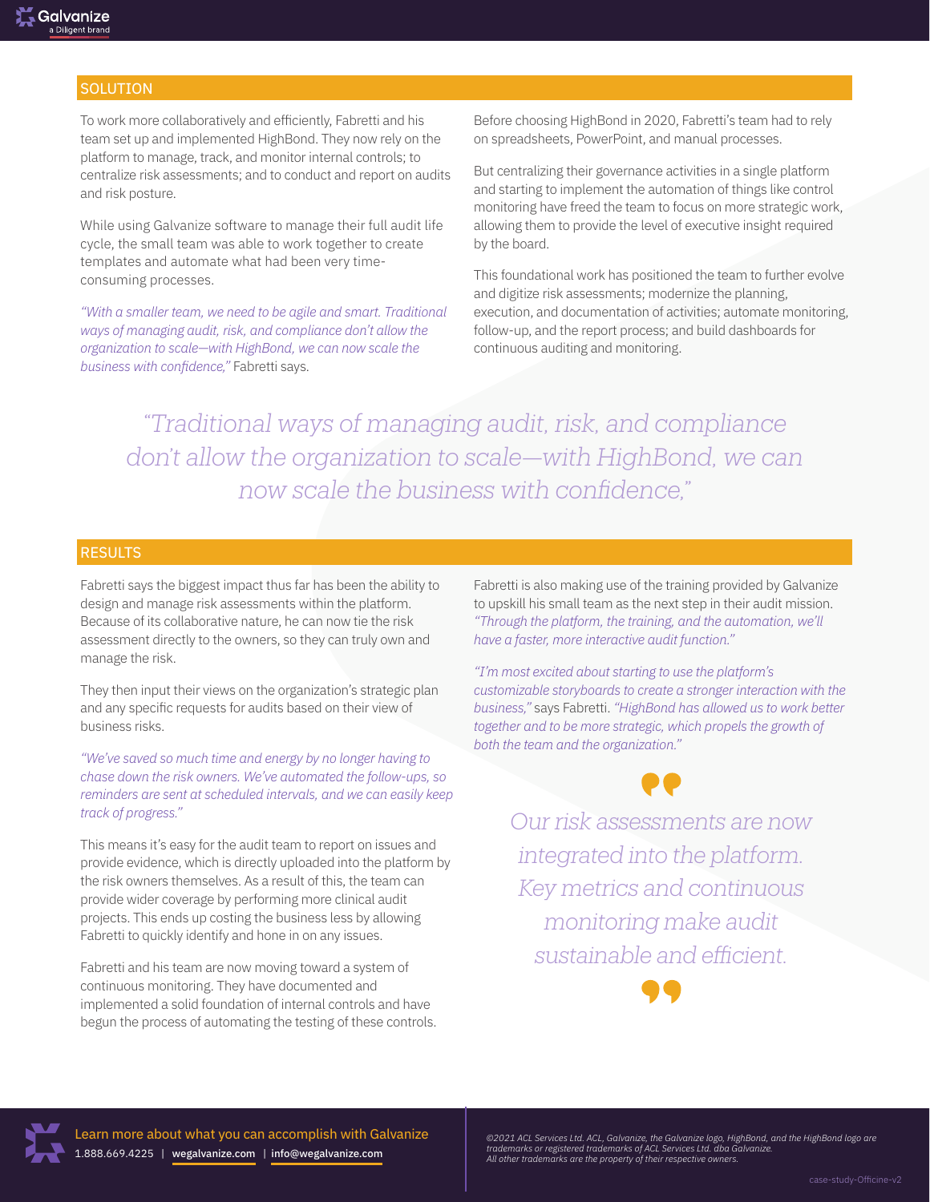## SOLUTION

To work more collaboratively and efficiently, Fabretti and his team set up and implemented HighBond. They now rely on the platform to manage, track, and monitor internal controls; to centralize risk assessments; and to conduct and report on audits and risk posture.

While using Galvanize software to manage their full audit life cycle, the small team was able to work together to create templates and automate what had been very time-consuming processes.

*"With a smaller team, we need to be agile and smart. Traditional ways of managing audit, risk, and compliance don't allow the organization to scale—with HighBond, we can now scale the business with confidence,"* Fabretti says.

Before choosing HighBond in 2020, Fabretti's team had to rely on spreadsheets, PowerPoint, and manual processes.

But centralizing their governance activities in a single platform and starting to implement the automation of things like control monitoring have freed the team to focus on more strategic work, allowing them to provide the level of executive insight required by the board.

This foundational work has positioned the team to further evolve and digitize risk assessments; modernize the planning, execution, and documentation of activities; automate monitoring, follow-up, and the report process; and build dashboards for continuous auditing and monitoring.

> *"Traditional ways of managing audit, risk, and compliance don't allow the organization to scale—with HighBond, we can now scale the business with confidence,"*

## RESULTS

Fabretti says the biggest impact thus far has been the ability to design and manage risk assessments within the platform. Because of its collaborative nature, he can now tie the risk assessment directly to the owners, so they can truly own and manage the risk.

They then input their views on the organization's strategic plan and any specific requests for audits based on their view of business risks.

*"We've saved so much time and energy by no longer having to chase down the risk owners. We've automated the follow-ups, so reminders are sent at scheduled intervals, and we can easily keep track of progress."*

This means it's easy for the audit team to report on issues and provide evidence, which is directly uploaded into the platform by the risk owners themselves. As a result of this, the team can provide wider coverage by performing more clinical audit projects. This ends up costing the business less by allowing Fabretti to quickly identify and hone in on any issues.

Fabretti and his team are now moving toward a system of continuous monitoring. They have documented and implemented a solid foundation of internal controls and have begun the process of automating the testing of these controls.

Fabretti is also making use of the training provided by Galvanize to upskill his small team as the next step in their audit mission. *"Through the platform, the training, and the automation, we'll have a faster, more interactive audit function."*

*"I'm most excited about starting to use the platform's customizable storyboards to create a stronger interaction with the business,"* says Fabretti. *"HighBond has allowed us to work better together and to be more strategic, which propels the growth of both the team and the organization."*

> *Our risk assessments are now integrated into the platform. Key metrics and continuous monitoring make audit sustainable and efficient.*

Learn more about what you can accomplish with Galvanize
1.888.669.4225 | wegalvanize.com | info@wegalvanize.com

*©2021 ACL Services Ltd. ACL, Galvanize, the Galvanize logo, HighBond, and the HighBond logo are trademarks or registered trademarks of ACL Services Ltd. dba Galvanize. All other trademarks are the property of their respective owners.*

case-study-Officine-v2